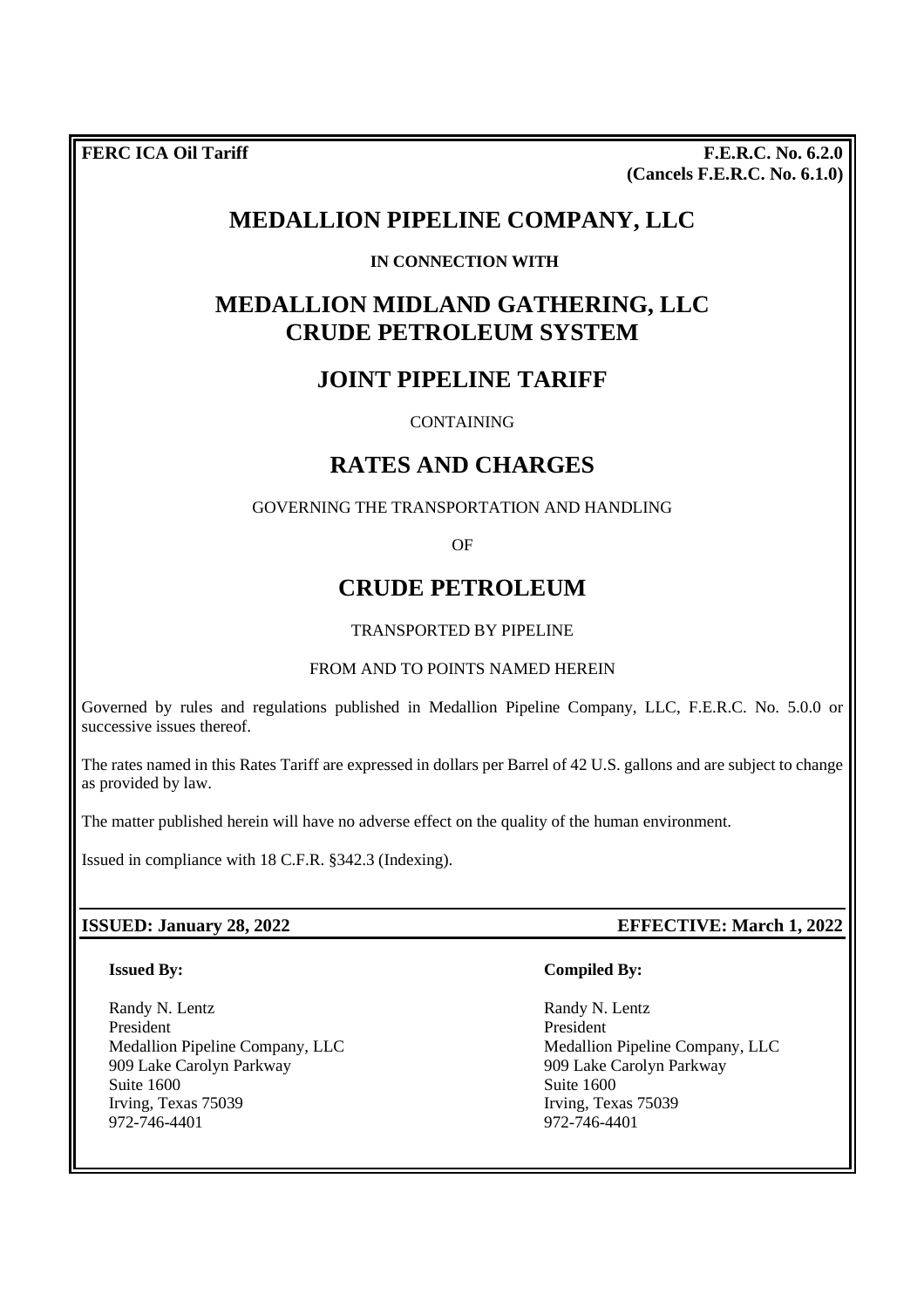**FERC ICA Oil Tariff**

**F.E.R.C. No. 6.2.0**
**(Cancels F.E.R.C. No. 6.1.0)**

# MEDALLION PIPELINE COMPANY, LLC

**IN CONNECTION WITH**

# MEDALLION MIDLAND GATHERING, LLC CRUDE PETROLEUM SYSTEM

## JOINT PIPELINE TARIFF

CONTAINING

## RATES AND CHARGES

GOVERNING THE TRANSPORTATION AND HANDLING

OF

## CRUDE PETROLEUM

TRANSPORTED BY PIPELINE

FROM AND TO POINTS NAMED HEREIN

Governed by rules and regulations published in Medallion Pipeline Company, LLC, F.E.R.C. No. 5.0.0 or successive issues thereof.

The rates named in this Rates Tariff are expressed in dollars per Barrel of 42 U.S. gallons and are subject to change as provided by law.

The matter published herein will have no adverse effect on the quality of the human environment.

Issued in compliance with 18 C.F.R. §342.3 (Indexing).

**ISSUED: January 28, 2022**

**EFFECTIVE: March 1, 2022**

**Issued By:**

Randy N. Lentz
President
Medallion Pipeline Company, LLC
909 Lake Carolyn Parkway
Suite 1600
Irving, Texas 75039
972-746-4401

**Compiled By:**

Randy N. Lentz
President
Medallion Pipeline Company, LLC
909 Lake Carolyn Parkway
Suite 1600
Irving, Texas 75039
972-746-4401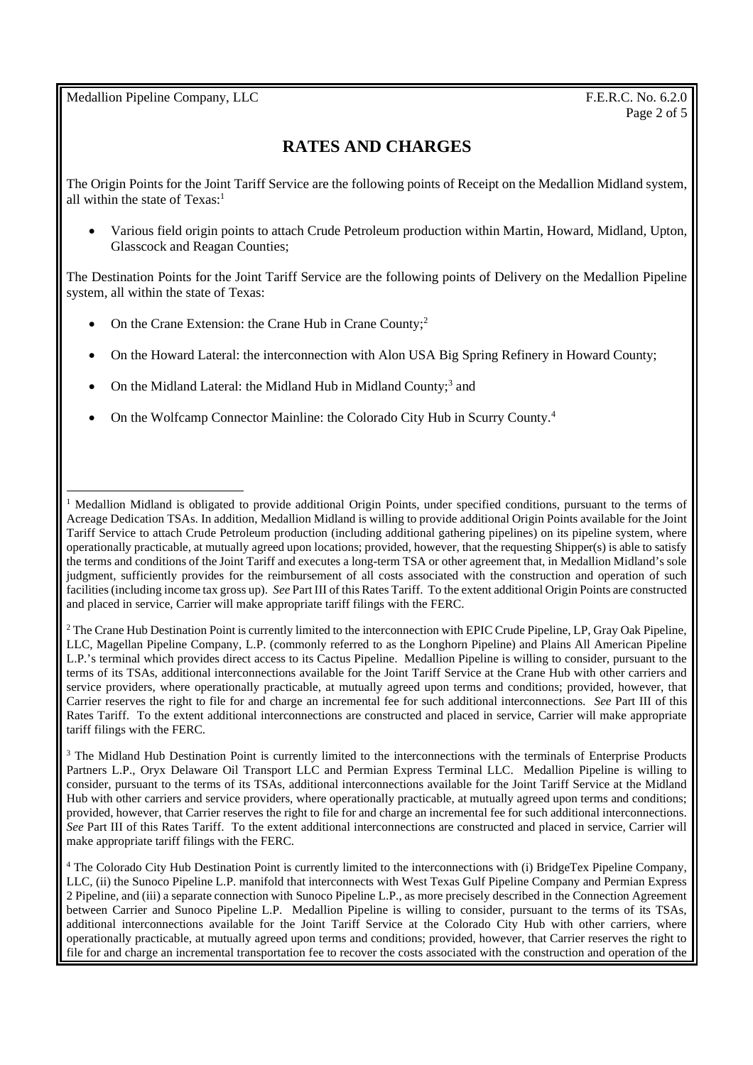# RATES AND CHARGES

The Origin Points for the Joint Tariff Service are the following points of Receipt on the Medallion Midland system, all within the state of Texas:[1]

- Various field origin points to attach Crude Petroleum production within Martin, Howard, Midland, Upton, Glasscock and Reagan Counties;

The Destination Points for the Joint Tariff Service are the following points of Delivery on the Medallion Pipeline system, all within the state of Texas:

- On the Crane Extension: the Crane Hub in Crane County;[2]
- On the Howard Lateral: the interconnection with Alon USA Big Spring Refinery in Howard County;
- On the Midland Lateral: the Midland Hub in Midland County;[3] and
- On the Wolfcamp Connector Mainline: the Colorado City Hub in Scurry County.[4]

---

[1] Medallion Midland is obligated to provide additional Origin Points, under specified conditions, pursuant to the terms of Acreage Dedication TSAs. In addition, Medallion Midland is willing to provide additional Origin Points available for the Joint Tariff Service to attach Crude Petroleum production (including additional gathering pipelines) on its pipeline system, where operationally practicable, at mutually agreed upon locations; provided, however, that the requesting Shipper(s) is able to satisfy the terms and conditions of the Joint Tariff and executes a long-term TSA or other agreement that, in Medallion Midland's sole judgment, sufficiently provides for the reimbursement of all costs associated with the construction and operation of such facilities (including income tax gross up). *See* Part III of this Rates Tariff. To the extent additional Origin Points are constructed and placed in service, Carrier will make appropriate tariff filings with the FERC.

[2] The Crane Hub Destination Point is currently limited to the interconnection with EPIC Crude Pipeline, LP, Gray Oak Pipeline, LLC, Magellan Pipeline Company, L.P. (commonly referred to as the Longhorn Pipeline) and Plains All American Pipeline L.P.'s terminal which provides direct access to its Cactus Pipeline. Medallion Pipeline is willing to consider, pursuant to the terms of its TSAs, additional interconnections available for the Joint Tariff Service at the Crane Hub with other carriers and service providers, where operationally practicable, at mutually agreed upon terms and conditions; provided, however, that Carrier reserves the right to file for and charge an incremental fee for such additional interconnections. *See* Part III of this Rates Tariff. To the extent additional interconnections are constructed and placed in service, Carrier will make appropriate tariff filings with the FERC.

[3] The Midland Hub Destination Point is currently limited to the interconnections with the terminals of Enterprise Products Partners L.P., Oryx Delaware Oil Transport LLC and Permian Express Terminal LLC. Medallion Pipeline is willing to consider, pursuant to the terms of its TSAs, additional interconnections available for the Joint Tariff Service at the Midland Hub with other carriers and service providers, where operationally practicable, at mutually agreed upon terms and conditions; provided, however, that Carrier reserves the right to file for and charge an incremental fee for such additional interconnections. *See* Part III of this Rates Tariff. To the extent additional interconnections are constructed and placed in service, Carrier will make appropriate tariff filings with the FERC.

[4] The Colorado City Hub Destination Point is currently limited to the interconnections with (i) BridgeTex Pipeline Company, LLC, (ii) the Sunoco Pipeline L.P. manifold that interconnects with West Texas Gulf Pipeline Company and Permian Express 2 Pipeline, and (iii) a separate connection with Sunoco Pipeline L.P., as more precisely described in the Connection Agreement between Carrier and Sunoco Pipeline L.P. Medallion Pipeline is willing to consider, pursuant to the terms of its TSAs, additional interconnections available for the Joint Tariff Service at the Colorado City Hub with other carriers, where operationally practicable, at mutually agreed upon terms and conditions; provided, however, that Carrier reserves the right to file for and charge an incremental transportation fee to recover the costs associated with the construction and operation of the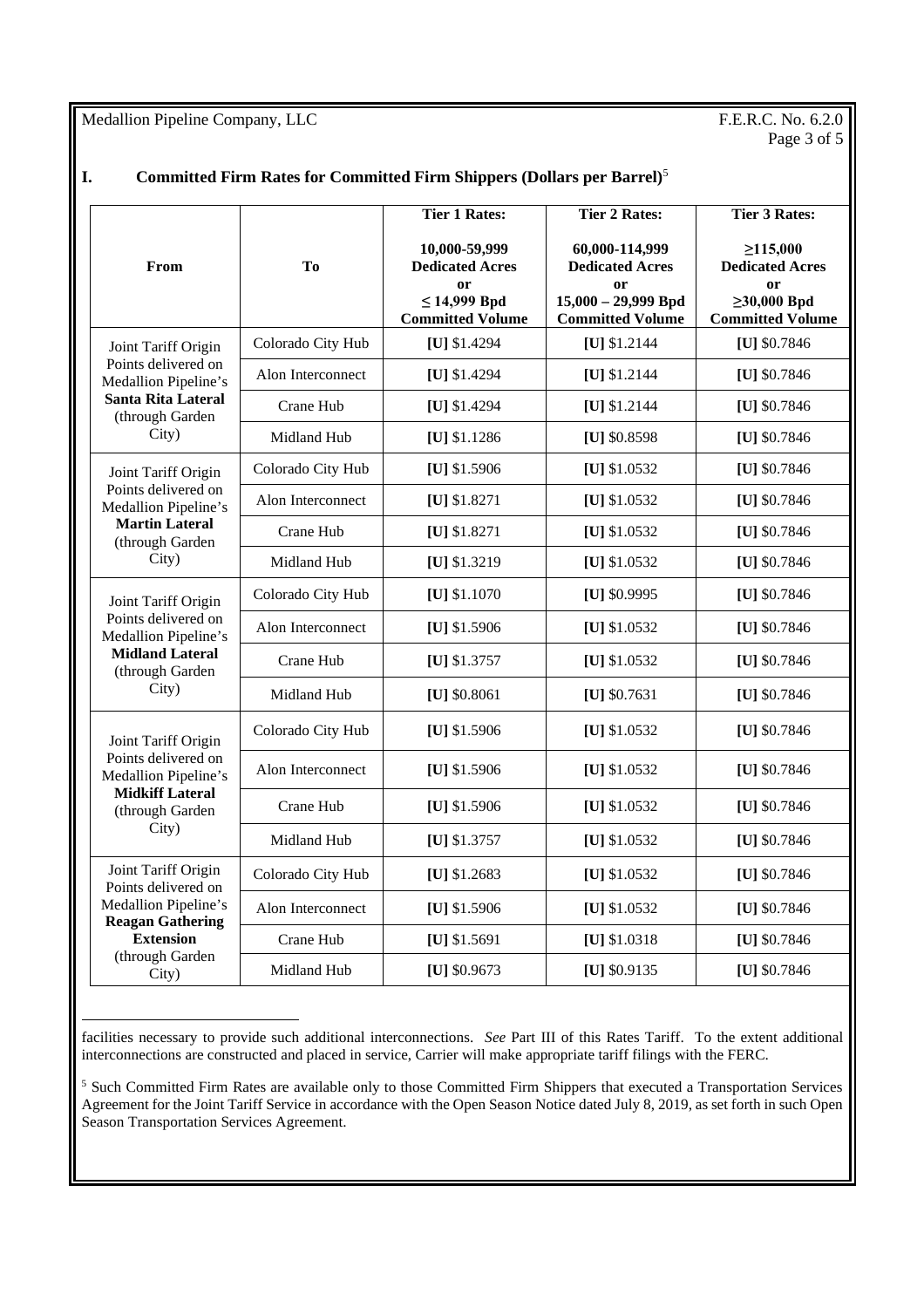## I. Committed Firm Rates for Committed Firm Shippers (Dollars per Barrel)[5]

| From | To | Tier 1 Rates: 10,000-59,999 Dedicated Acres or ≤ 14,999 Bpd Committed Volume | Tier 2 Rates: 60,000-114,999 Dedicated Acres or 15,000 – 29,999 Bpd Committed Volume | Tier 3 Rates: ≥115,000 Dedicated Acres or ≥30,000 Bpd Committed Volume |
|---|---|---|---|---|
| Joint Tariff Origin Points delivered on Medallion Pipeline's **Santa Rita Lateral** (through Garden City) | Colorado City Hub | **[U]** $1.4294 | **[U]** $1.2144 | **[U]** $0.7846 |
| | Alon Interconnect | **[U]** $1.4294 | **[U]** $1.2144 | **[U]** $0.7846 |
| | Crane Hub | **[U]** $1.4294 | **[U]** $1.2144 | **[U]** $0.7846 |
| | Midland Hub | **[U]** $1.1286 | **[U]** $0.8598 | **[U]** $0.7846 |
| Joint Tariff Origin Points delivered on Medallion Pipeline's **Martin Lateral** (through Garden City) | Colorado City Hub | **[U]** $1.5906 | **[U]** $1.0532 | **[U]** $0.7846 |
| | Alon Interconnect | **[U]** $1.8271 | **[U]** $1.0532 | **[U]** $0.7846 |
| | Crane Hub | **[U]** $1.8271 | **[U]** $1.0532 | **[U]** $0.7846 |
| | Midland Hub | **[U]** $1.3219 | **[U]** $1.0532 | **[U]** $0.7846 |
| Joint Tariff Origin Points delivered on Medallion Pipeline's **Midland Lateral** (through Garden City) | Colorado City Hub | **[U]** $1.1070 | **[U]** $0.9995 | **[U]** $0.7846 |
| | Alon Interconnect | **[U]** $1.5906 | **[U]** $1.0532 | **[U]** $0.7846 |
| | Crane Hub | **[U]** $1.3757 | **[U]** $1.0532 | **[U]** $0.7846 |
| | Midland Hub | **[U]** $0.8061 | **[U]** $0.7631 | **[U]** $0.7846 |
| Joint Tariff Origin Points delivered on Medallion Pipeline's **Midkiff Lateral** (through Garden City) | Colorado City Hub | **[U]** $1.5906 | **[U]** $1.0532 | **[U]** $0.7846 |
| | Alon Interconnect | **[U]** $1.5906 | **[U]** $1.0532 | **[U]** $0.7846 |
| | Crane Hub | **[U]** $1.5906 | **[U]** $1.0532 | **[U]** $0.7846 |
| | Midland Hub | **[U]** $1.3757 | **[U]** $1.0532 | **[U]** $0.7846 |
| Joint Tariff Origin Points delivered on Medallion Pipeline's **Reagan Gathering Extension** (through Garden City) | Colorado City Hub | **[U]** $1.2683 | **[U]** $1.0532 | **[U]** $0.7846 |
| | Alon Interconnect | **[U]** $1.5906 | **[U]** $1.0532 | **[U]** $0.7846 |
| | Crane Hub | **[U]** $1.5691 | **[U]** $1.0318 | **[U]** $0.7846 |
| | Midland Hub | **[U]** $0.9673 | **[U]** $0.9135 | **[U]** $0.7846 |

---

facilities necessary to provide such additional interconnections. *See* Part III of this Rates Tariff. To the extent additional interconnections are constructed and placed in service, Carrier will make appropriate tariff filings with the FERC.

[5] Such Committed Firm Rates are available only to those Committed Firm Shippers that executed a Transportation Services Agreement for the Joint Tariff Service in accordance with the Open Season Notice dated July 8, 2019, as set forth in such Open Season Transportation Services Agreement.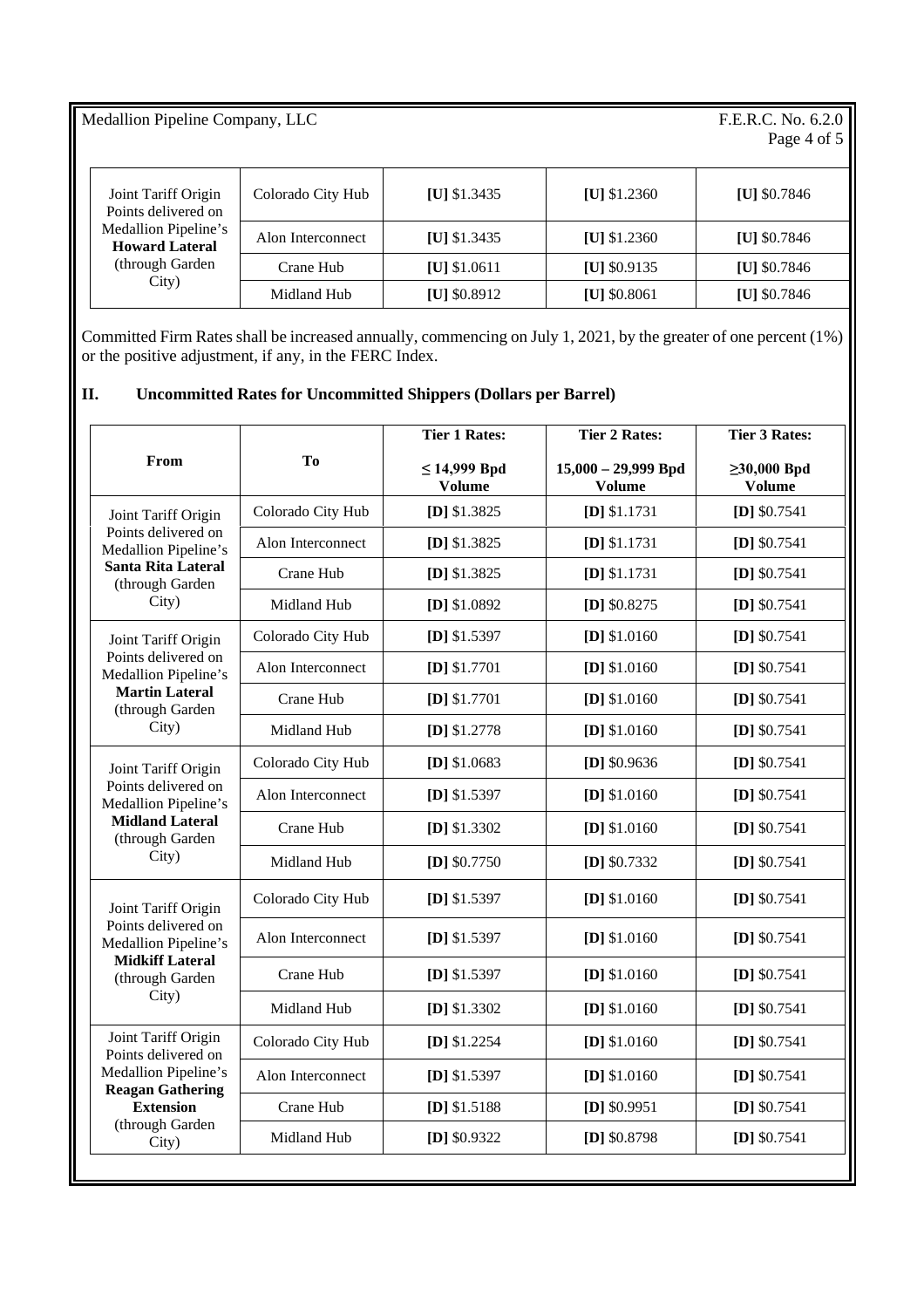| | | | | |
|---|---|---|---|---|
| Joint Tariff Origin Points delivered on Medallion Pipeline's **Howard Lateral** (through Garden City) | Colorado City Hub | **[U]** $1.3435 | **[U]** $1.2360 | **[U]** $0.7846 |
| | Alon Interconnect | **[U]** $1.3435 | **[U]** $1.2360 | **[U]** $0.7846 |
| | Crane Hub | **[U]** $1.0611 | **[U]** $0.9135 | **[U]** $0.7846 |
| | Midland Hub | **[U]** $0.8912 | **[U]** $0.8061 | **[U]** $0.7846 |

Committed Firm Rates shall be increased annually, commencing on July 1, 2021, by the greater of one percent (1%) or the positive adjustment, if any, in the FERC Index.

## II. Uncommitted Rates for Uncommitted Shippers (Dollars per Barrel)

| From | To | Tier 1 Rates: ≤ 14,999 Bpd Volume | Tier 2 Rates: 15,000 – 29,999 Bpd Volume | Tier 3 Rates: ≥30,000 Bpd Volume |
|---|---|---|---|---|
| Joint Tariff Origin Points delivered on Medallion Pipeline's **Santa Rita Lateral** (through Garden City) | Colorado City Hub | **[D]** $1.3825 | **[D]** $1.1731 | **[D]** $0.7541 |
| | Alon Interconnect | **[D]** $1.3825 | **[D]** $1.1731 | **[D]** $0.7541 |
| | Crane Hub | **[D]** $1.3825 | **[D]** $1.1731 | **[D]** $0.7541 |
| | Midland Hub | **[D]** $1.0892 | **[D]** $0.8275 | **[D]** $0.7541 |
| Joint Tariff Origin Points delivered on Medallion Pipeline's **Martin Lateral** (through Garden City) | Colorado City Hub | **[D]** $1.5397 | **[D]** $1.0160 | **[D]** $0.7541 |
| | Alon Interconnect | **[D]** $1.7701 | **[D]** $1.0160 | **[D]** $0.7541 |
| | Crane Hub | **[D]** $1.7701 | **[D]** $1.0160 | **[D]** $0.7541 |
| | Midland Hub | **[D]** $1.2778 | **[D]** $1.0160 | **[D]** $0.7541 |
| Joint Tariff Origin Points delivered on Medallion Pipeline's **Midland Lateral** (through Garden City) | Colorado City Hub | **[D]** $1.0683 | **[D]** $0.9636 | **[D]** $0.7541 |
| | Alon Interconnect | **[D]** $1.5397 | **[D]** $1.0160 | **[D]** $0.7541 |
| | Crane Hub | **[D]** $1.3302 | **[D]** $1.0160 | **[D]** $0.7541 |
| | Midland Hub | **[D]** $0.7750 | **[D]** $0.7332 | **[D]** $0.7541 |
| Joint Tariff Origin Points delivered on Medallion Pipeline's **Midkiff Lateral** (through Garden City) | Colorado City Hub | **[D]** $1.5397 | **[D]** $1.0160 | **[D]** $0.7541 |
| | Alon Interconnect | **[D]** $1.5397 | **[D]** $1.0160 | **[D]** $0.7541 |
| | Crane Hub | **[D]** $1.5397 | **[D]** $1.0160 | **[D]** $0.7541 |
| | Midland Hub | **[D]** $1.3302 | **[D]** $1.0160 | **[D]** $0.7541 |
| Joint Tariff Origin Points delivered on Medallion Pipeline's **Reagan Gathering Extension** (through Garden City) | Colorado City Hub | **[D]** $1.2254 | **[D]** $1.0160 | **[D]** $0.7541 |
| | Alon Interconnect | **[D]** $1.5397 | **[D]** $1.0160 | **[D]** $0.7541 |
| | Crane Hub | **[D]** $1.5188 | **[D]** $0.9951 | **[D]** $0.7541 |
| | Midland Hub | **[D]** $0.9322 | **[D]** $0.8798 | **[D]** $0.7541 |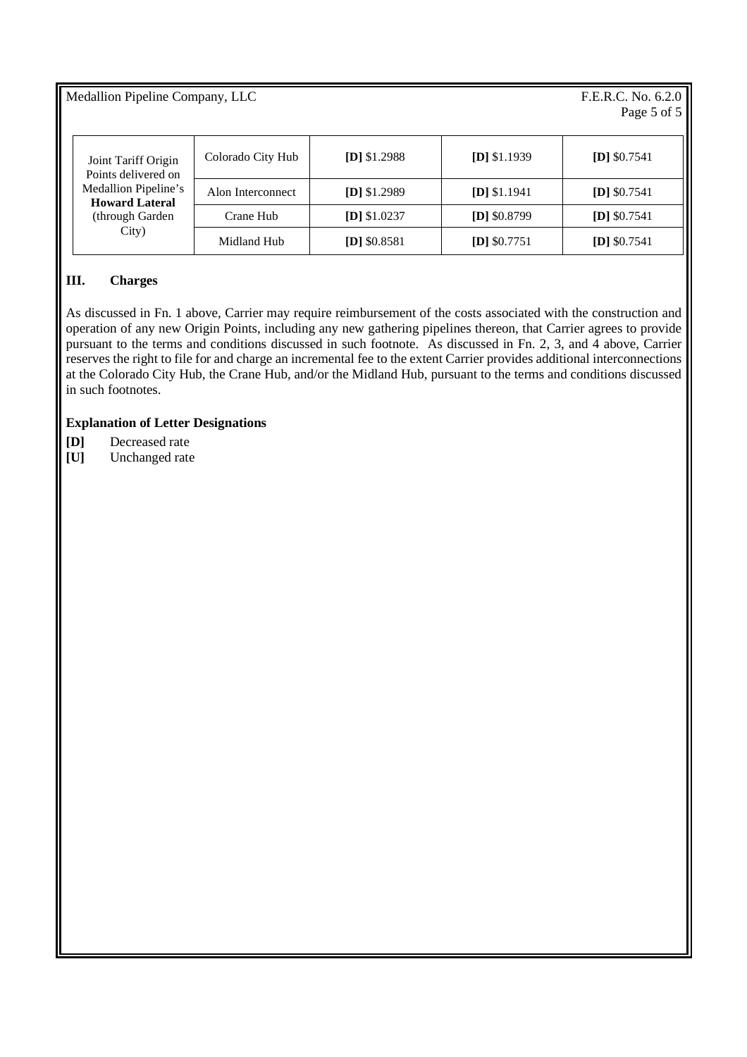| | | | | |
|---|---|---|---|---|
| Joint Tariff Origin Points delivered on Medallion Pipeline's **Howard Lateral** (through Garden City) | Colorado City Hub | **[D]** $1.2988 | **[D]** $1.1939 | **[D]** $0.7541 |
| | Alon Interconnect | **[D]** $1.2989 | **[D]** $1.1941 | **[D]** $0.7541 |
| | Crane Hub | **[D]** $1.0237 | **[D]** $0.8799 | **[D]** $0.7541 |
| | Midland Hub | **[D]** $0.8581 | **[D]** $0.7751 | **[D]** $0.7541 |

## III. Charges

As discussed in Fn. 1 above, Carrier may require reimbursement of the costs associated with the construction and operation of any new Origin Points, including any new gathering pipelines thereon, that Carrier agrees to provide pursuant to the terms and conditions discussed in such footnote. As discussed in Fn. 2, 3, and 4 above, Carrier reserves the right to file for and charge an incremental fee to the extent Carrier provides additional interconnections at the Colorado City Hub, the Crane Hub, and/or the Midland Hub, pursuant to the terms and conditions discussed in such footnotes.

**Explanation of Letter Designations**

**[D]** Decreased rate
**[U]** Unchanged rate